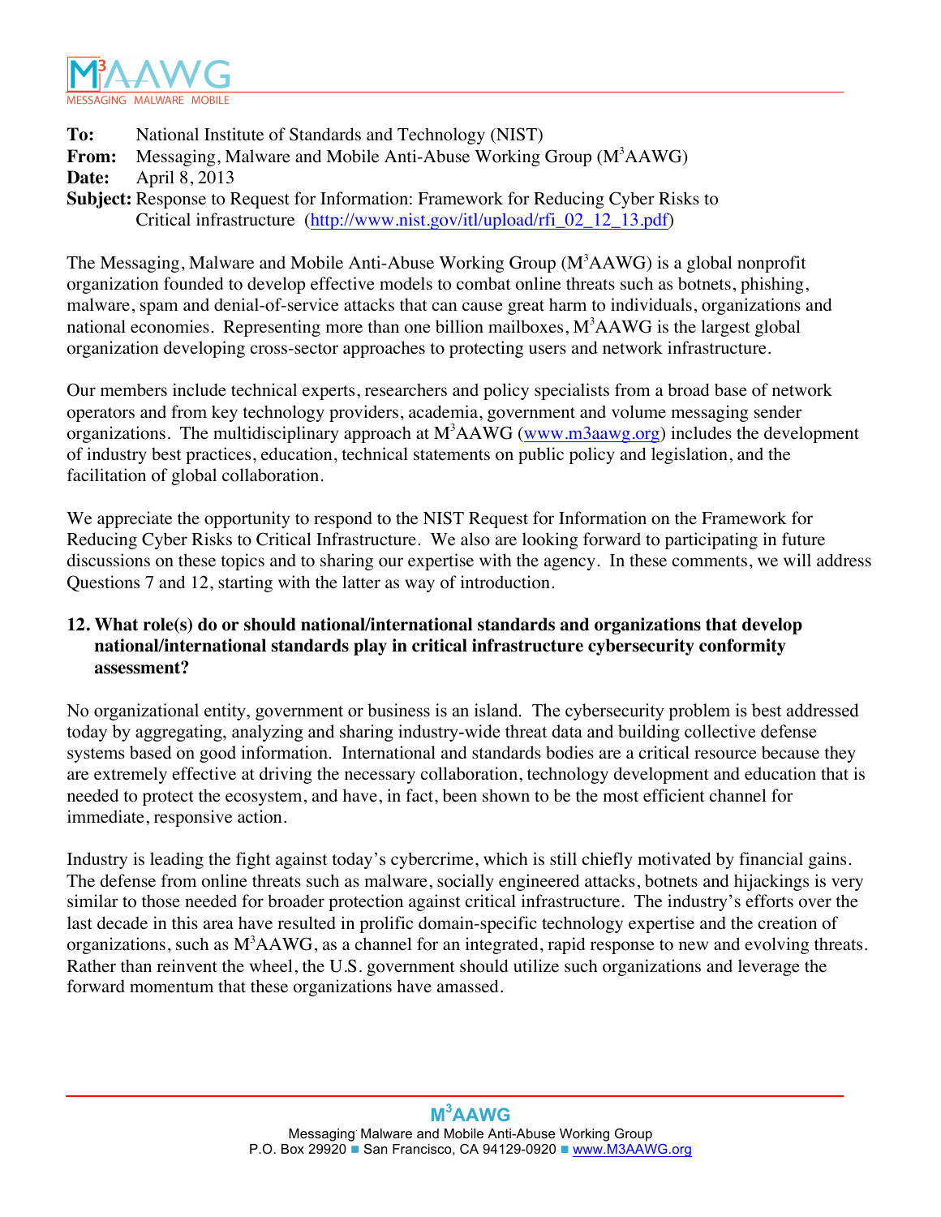M3AAWG

MESSAGING MALWARE MOBILE

**To:** National Institute of Standards and Technology (NIST)
**From:** Messaging, Malware and Mobile Anti-Abuse Working Group ($M^3AAWG$)
**Date:** April 8, 2013
**Subject:** Response to Request for Information: Framework for Reducing Cyber Risks to Critical infrastructure (http://www.nist.gov/itl/upload/rfi_02_12_13.pdf)

The Messaging, Malware and Mobile Anti-Abuse Working Group ($M^3AAWG$) is a global nonprofit organization founded to develop effective models to combat online threats such as botnets, phishing, malware, spam and denial-of-service attacks that can cause great harm to individuals, organizations and national economies. Representing more than one billion mailboxes, $M^3AAWG$ is the largest global organization developing cross-sector approaches to protecting users and network infrastructure.

Our members include technical experts, researchers and policy specialists from a broad base of network operators and from key technology providers, academia, government and volume messaging sender organizations. The multidisciplinary approach at $M^3AAWG$ (www.m3aawg.org) includes the development of industry best practices, education, technical statements on public policy and legislation, and the facilitation of global collaboration.

We appreciate the opportunity to respond to the NIST Request for Information on the Framework for Reducing Cyber Risks to Critical Infrastructure. We also are looking forward to participating in future discussions on these topics and to sharing our expertise with the agency. In these comments, we will address Questions 7 and 12, starting with the latter as way of introduction.

**12. What role(s) do or should national/international standards and organizations that develop national/international standards play in critical infrastructure cybersecurity conformity assessment?**

No organizational entity, government or business is an island. The cybersecurity problem is best addressed today by aggregating, analyzing and sharing industry-wide threat data and building collective defense systems based on good information. International and standards bodies are a critical resource because they are extremely effective at driving the necessary collaboration, technology development and education that is needed to protect the ecosystem, and have, in fact, been shown to be the most efficient channel for immediate, responsive action.

Industry is leading the fight against today's cybercrime, which is still chiefly motivated by financial gains. The defense from online threats such as malware, socially engineered attacks, botnets and hijackings is very similar to those needed for broader protection against critical infrastructure. The industry's efforts over the last decade in this area have resulted in prolific domain-specific technology expertise and the creation of organizations, such as $M^3AAWG$, as a channel for an integrated, rapid response to new and evolving threats. Rather than reinvent the wheel, the U.S. government should utilize such organizations and leverage the forward momentum that these organizations have amassed.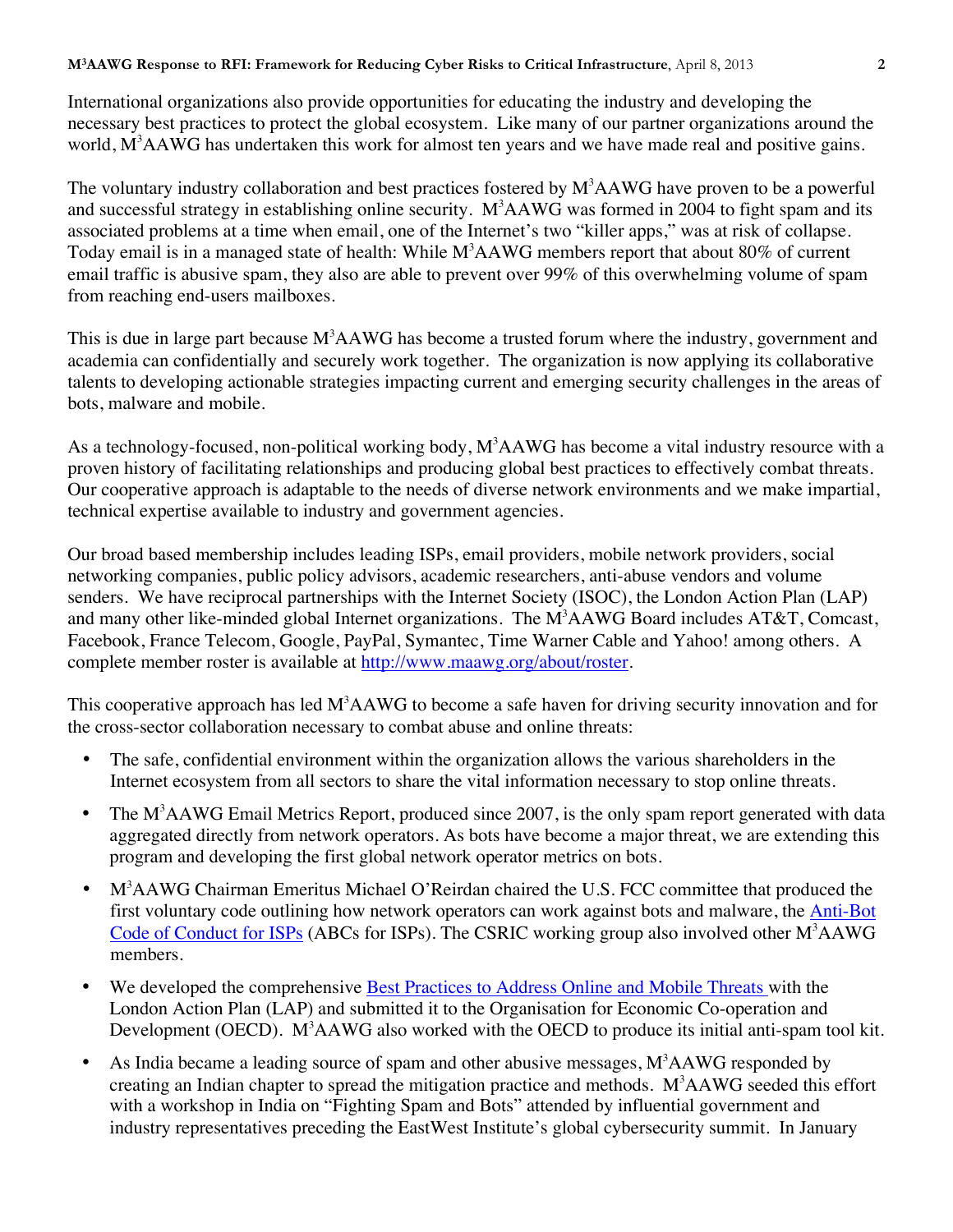International organizations also provide opportunities for educating the industry and developing the necessary best practices to protect the global ecosystem. Like many of our partner organizations around the world, M³AAWG has undertaken this work for almost ten years and we have made real and positive gains.

The voluntary industry collaboration and best practices fostered by M³AAWG have proven to be a powerful and successful strategy in establishing online security. M³AAWG was formed in 2004 to fight spam and its associated problems at a time when email, one of the Internet's two "killer apps," was at risk of collapse. Today email is in a managed state of health: While M³AAWG members report that about 80% of current email traffic is abusive spam, they also are able to prevent over 99% of this overwhelming volume of spam from reaching end-users mailboxes.

This is due in large part because M³AAWG has become a trusted forum where the industry, government and academia can confidentially and securely work together. The organization is now applying its collaborative talents to developing actionable strategies impacting current and emerging security challenges in the areas of bots, malware and mobile.

As a technology-focused, non-political working body, M³AAWG has become a vital industry resource with a proven history of facilitating relationships and producing global best practices to effectively combat threats. Our cooperative approach is adaptable to the needs of diverse network environments and we make impartial, technical expertise available to industry and government agencies.

Our broad based membership includes leading ISPs, email providers, mobile network providers, social networking companies, public policy advisors, academic researchers, anti-abuse vendors and volume senders. We have reciprocal partnerships with the Internet Society (ISOC), the London Action Plan (LAP) and many other like-minded global Internet organizations. The M³AAWG Board includes AT&T, Comcast, Facebook, France Telecom, Google, PayPal, Symantec, Time Warner Cable and Yahoo! among others. A complete member roster is available at http://www.maawg.org/about/roster.

This cooperative approach has led M³AAWG to become a safe haven for driving security innovation and for the cross-sector collaboration necessary to combat abuse and online threats:

- The safe, confidential environment within the organization allows the various shareholders in the Internet ecosystem from all sectors to share the vital information necessary to stop online threats.
- The M³AAWG Email Metrics Report, produced since 2007, is the only spam report generated with data aggregated directly from network operators. As bots have become a major threat, we are extending this program and developing the first global network operator metrics on bots.
- M³AAWG Chairman Emeritus Michael O'Reirdan chaired the U.S. FCC committee that produced the first voluntary code outlining how network operators can work against bots and malware, the Anti-Bot Code of Conduct for ISPs (ABCs for ISPs). The CSRIC working group also involved other M³AAWG members.
- We developed the comprehensive Best Practices to Address Online and Mobile Threats with the London Action Plan (LAP) and submitted it to the Organisation for Economic Co-operation and Development (OECD). M³AAWG also worked with the OECD to produce its initial anti-spam tool kit.
- As India became a leading source of spam and other abusive messages, M³AAWG responded by creating an Indian chapter to spread the mitigation practice and methods. M³AAWG seeded this effort with a workshop in India on "Fighting Spam and Bots" attended by influential government and industry representatives preceding the EastWest Institute's global cybersecurity summit. In January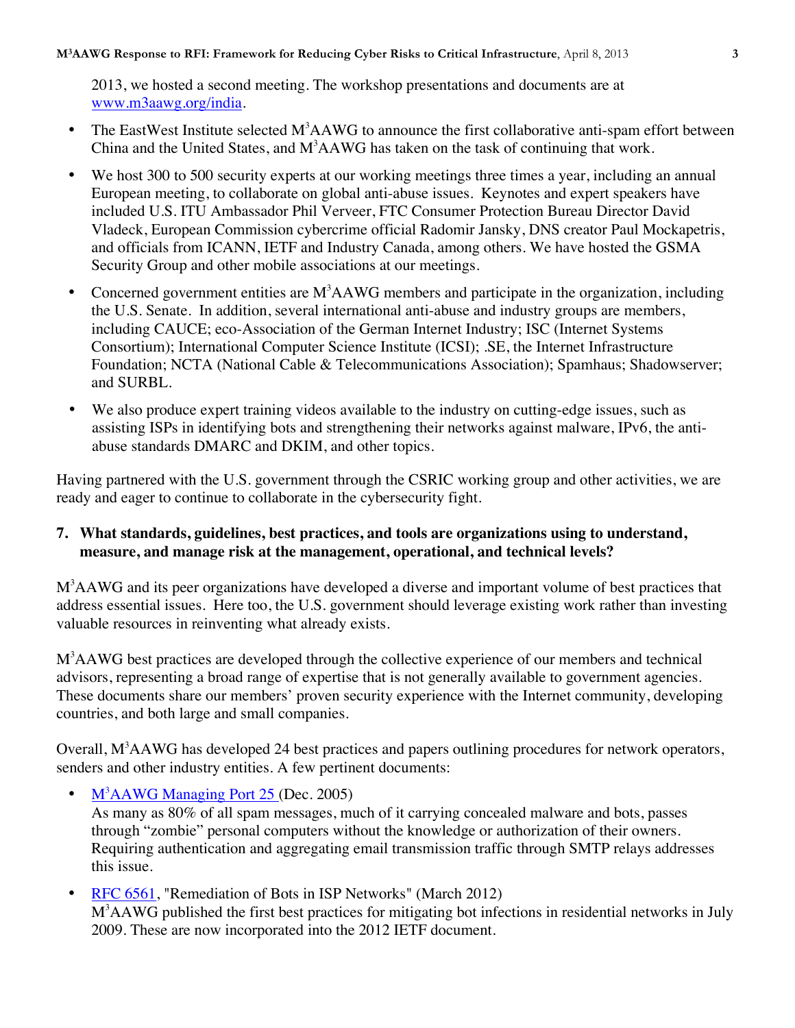2013, we hosted a second meeting. The workshop presentations and documents are at [www.m3aawg.org/india](www.m3aawg.org/india).

- The EastWest Institute selected M³AAWG to announce the first collaborative anti-spam effort between China and the United States, and M³AAWG has taken on the task of continuing that work.
- We host 300 to 500 security experts at our working meetings three times a year, including an annual European meeting, to collaborate on global anti-abuse issues. Keynotes and expert speakers have included U.S. ITU Ambassador Phil Verveer, FTC Consumer Protection Bureau Director David Vladeck, European Commission cybercrime official Radomir Jansky, DNS creator Paul Mockapetris, and officials from ICANN, IETF and Industry Canada, among others. We have hosted the GSMA Security Group and other mobile associations at our meetings.
- Concerned government entities are M³AAWG members and participate in the organization, including the U.S. Senate. In addition, several international anti-abuse and industry groups are members, including CAUCE; eco-Association of the German Internet Industry; ISC (Internet Systems Consortium); International Computer Science Institute (ICSI); .SE, the Internet Infrastructure Foundation; NCTA (National Cable & Telecommunications Association); Spamhaus; Shadowserver; and SURBL.
- We also produce expert training videos available to the industry on cutting-edge issues, such as assisting ISPs in identifying bots and strengthening their networks against malware, IPv6, the anti-abuse standards DMARC and DKIM, and other topics.

Having partnered with the U.S. government through the CSRIC working group and other activities, we are ready and eager to continue to collaborate in the cybersecurity fight.

**7. What standards, guidelines, best practices, and tools are organizations using to understand, measure, and manage risk at the management, operational, and technical levels?**

M³AAWG and its peer organizations have developed a diverse and important volume of best practices that address essential issues. Here too, the U.S. government should leverage existing work rather than investing valuable resources in reinventing what already exists.

M³AAWG best practices are developed through the collective experience of our members and technical advisors, representing a broad range of expertise that is not generally available to government agencies. These documents share our members' proven security experience with the Internet community, developing countries, and both large and small companies.

Overall, M³AAWG has developed 24 best practices and papers outlining procedures for network operators, senders and other industry entities. A few pertinent documents:

- M³AAWG Managing Port 25 (Dec. 2005)
  As many as 80% of all spam messages, much of it carrying concealed malware and bots, passes through "zombie" personal computers without the knowledge or authorization of their owners. Requiring authentication and aggregating email transmission traffic through SMTP relays addresses this issue.
- RFC 6561, "Remediation of Bots in ISP Networks" (March 2012)
  M³AAWG published the first best practices for mitigating bot infections in residential networks in July 2009. These are now incorporated into the 2012 IETF document.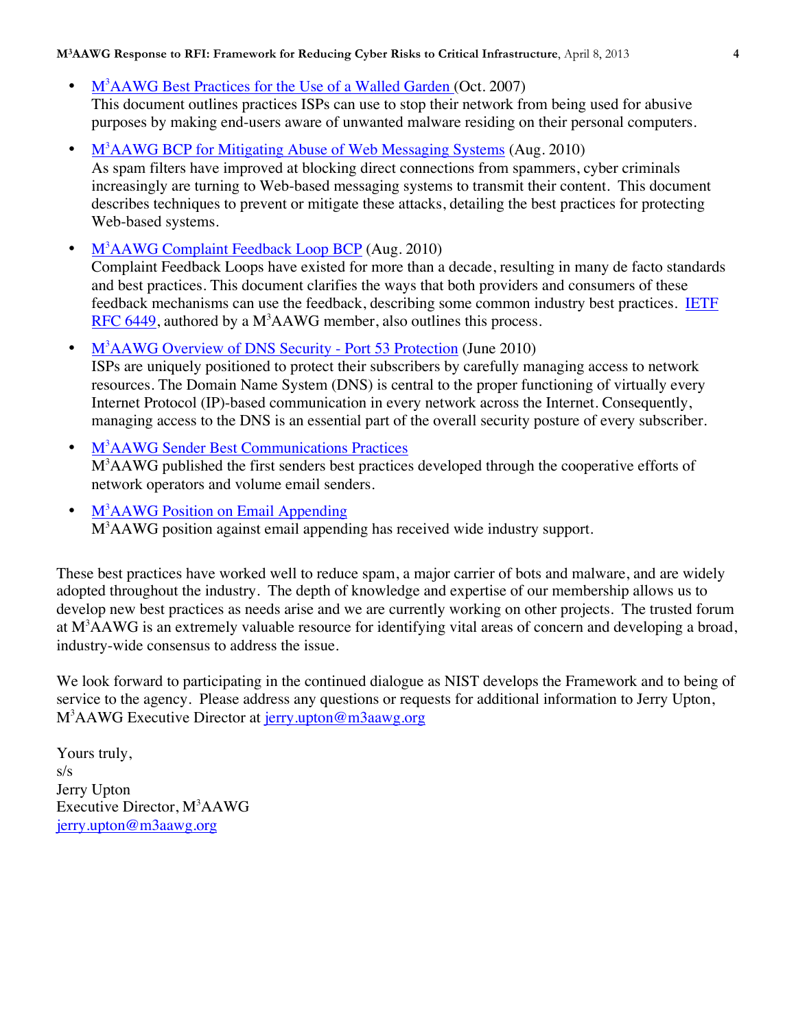- M$^3$AAWG Best Practices for the Use of a Walled Garden (Oct. 2007)
  This document outlines practices ISPs can use to stop their network from being used for abusive purposes by making end-users aware of unwanted malware residing on their personal computers.
- M$^3$AAWG BCP for Mitigating Abuse of Web Messaging Systems (Aug. 2010)
  As spam filters have improved at blocking direct connections from spammers, cyber criminals increasingly are turning to Web-based messaging systems to transmit their content. This document describes techniques to prevent or mitigate these attacks, detailing the best practices for protecting Web-based systems.
- M$^3$AAWG Complaint Feedback Loop BCP (Aug. 2010)
  Complaint Feedback Loops have existed for more than a decade, resulting in many de facto standards and best practices. This document clarifies the ways that both providers and consumers of these feedback mechanisms can use the feedback, describing some common industry best practices. IETF RFC 6449, authored by a M$^3$AAWG member, also outlines this process.
- M$^3$AAWG Overview of DNS Security - Port 53 Protection (June 2010)
  ISPs are uniquely positioned to protect their subscribers by carefully managing access to network resources. The Domain Name System (DNS) is central to the proper functioning of virtually every Internet Protocol (IP)-based communication in every network across the Internet. Consequently, managing access to the DNS is an essential part of the overall security posture of every subscriber.
- M$^3$AAWG Sender Best Communications Practices
  M$^3$AAWG published the first senders best practices developed through the cooperative efforts of network operators and volume email senders.
- M$^3$AAWG Position on Email Appending
  M$^3$AAWG position against email appending has received wide industry support.

These best practices have worked well to reduce spam, a major carrier of bots and malware, and are widely adopted throughout the industry. The depth of knowledge and expertise of our membership allows us to develop new best practices as needs arise and we are currently working on other projects. The trusted forum at M$^3$AAWG is an extremely valuable resource for identifying vital areas of concern and developing a broad, industry-wide consensus to address the issue.

We look forward to participating in the continued dialogue as NIST develops the Framework and to being of service to the agency. Please address any questions or requests for additional information to Jerry Upton, M$^3$AAWG Executive Director at jerry.upton@m3aawg.org

Yours truly,
s/s
Jerry Upton
Executive Director, M$^3$AAWG
jerry.upton@m3aawg.org